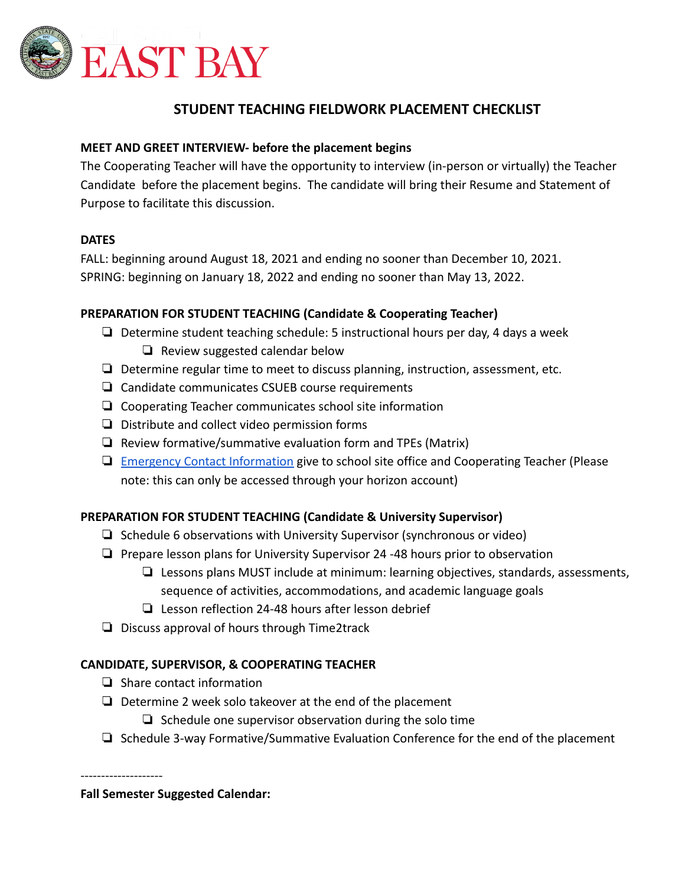EAST BAY

# STUDENT TEACHING FIELDWORK PLACEMENT CHECKLIST

**MEET AND GREET INTERVIEW- before the placement begins**

The Cooperating Teacher will have the opportunity to interview (in-person or virtually) the Teacher Candidate before the placement begins. The candidate will bring their Resume and Statement of Purpose to facilitate this discussion.

**DATES**

FALL: beginning around August 18, 2021 and ending no sooner than December 10, 2021.
SPRING: beginning on January 18, 2022 and ending no sooner than May 13, 2022.

**PREPARATION FOR STUDENT TEACHING (Candidate & Cooperating Teacher)**

- ❏ Determine student teaching schedule: 5 instructional hours per day, 4 days a week
    - ❏ Review suggested calendar below
- ❏ Determine regular time to meet to discuss planning, instruction, assessment, etc.
- ❏ Candidate communicates CSUEB course requirements
- ❏ Cooperating Teacher communicates school site information
- ❏ Distribute and collect video permission forms
- ❏ Review formative/summative evaluation form and TPEs (Matrix)
- ❏ Emergency Contact Information give to school site office and Cooperating Teacher (Please note: this can only be accessed through your horizon account)

**PREPARATION FOR STUDENT TEACHING (Candidate & University Supervisor)**

- ❏ Schedule 6 observations with University Supervisor (synchronous or video)
- ❏ Prepare lesson plans for University Supervisor 24 -48 hours prior to observation
    - ❏ Lessons plans MUST include at minimum: learning objectives, standards, assessments, sequence of activities, accommodations, and academic language goals
    - ❏ Lesson reflection 24-48 hours after lesson debrief
- ❏ Discuss approval of hours through Time2track

**CANDIDATE, SUPERVISOR, & COOPERATING TEACHER**

- ❏ Share contact information
- ❏ Determine 2 week solo takeover at the end of the placement
    - ❏ Schedule one supervisor observation during the solo time
- ❏ Schedule 3-way Formative/Summative Evaluation Conference for the end of the placement

--------------------

**Fall Semester Suggested Calendar:**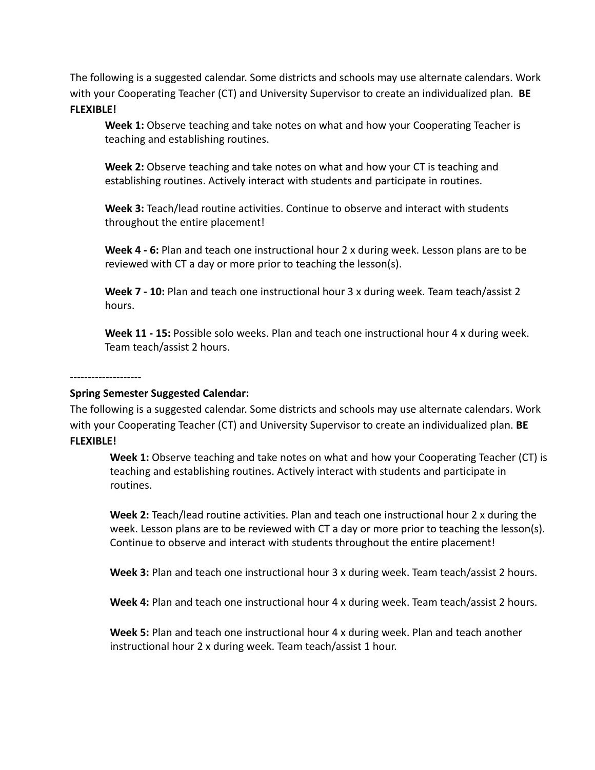The following is a suggested calendar. Some districts and schools may use alternate calendars. Work with your Cooperating Teacher (CT) and University Supervisor to create an individualized plan. **BE FLEXIBLE!**

**Week 1:** Observe teaching and take notes on what and how your Cooperating Teacher is teaching and establishing routines.

**Week 2:** Observe teaching and take notes on what and how your CT is teaching and establishing routines. Actively interact with students and participate in routines.

**Week 3:** Teach/lead routine activities. Continue to observe and interact with students throughout the entire placement!

**Week 4 - 6:** Plan and teach one instructional hour 2 x during week. Lesson plans are to be reviewed with CT a day or more prior to teaching the lesson(s).

**Week 7 - 10:** Plan and teach one instructional hour 3 x during week. Team teach/assist 2 hours.

**Week 11 - 15:** Possible solo weeks. Plan and teach one instructional hour 4 x during week. Team teach/assist 2 hours.

--------------------

**Spring Semester Suggested Calendar:**

The following is a suggested calendar. Some districts and schools may use alternate calendars. Work with your Cooperating Teacher (CT) and University Supervisor to create an individualized plan. **BE FLEXIBLE!**

**Week 1:** Observe teaching and take notes on what and how your Cooperating Teacher (CT) is teaching and establishing routines. Actively interact with students and participate in routines.

**Week 2:** Teach/lead routine activities. Plan and teach one instructional hour 2 x during the week. Lesson plans are to be reviewed with CT a day or more prior to teaching the lesson(s). Continue to observe and interact with students throughout the entire placement!

**Week 3:** Plan and teach one instructional hour 3 x during week. Team teach/assist 2 hours.

**Week 4:** Plan and teach one instructional hour 4 x during week. Team teach/assist 2 hours.

**Week 5:** Plan and teach one instructional hour 4 x during week. Plan and teach another instructional hour 2 x during week. Team teach/assist 1 hour.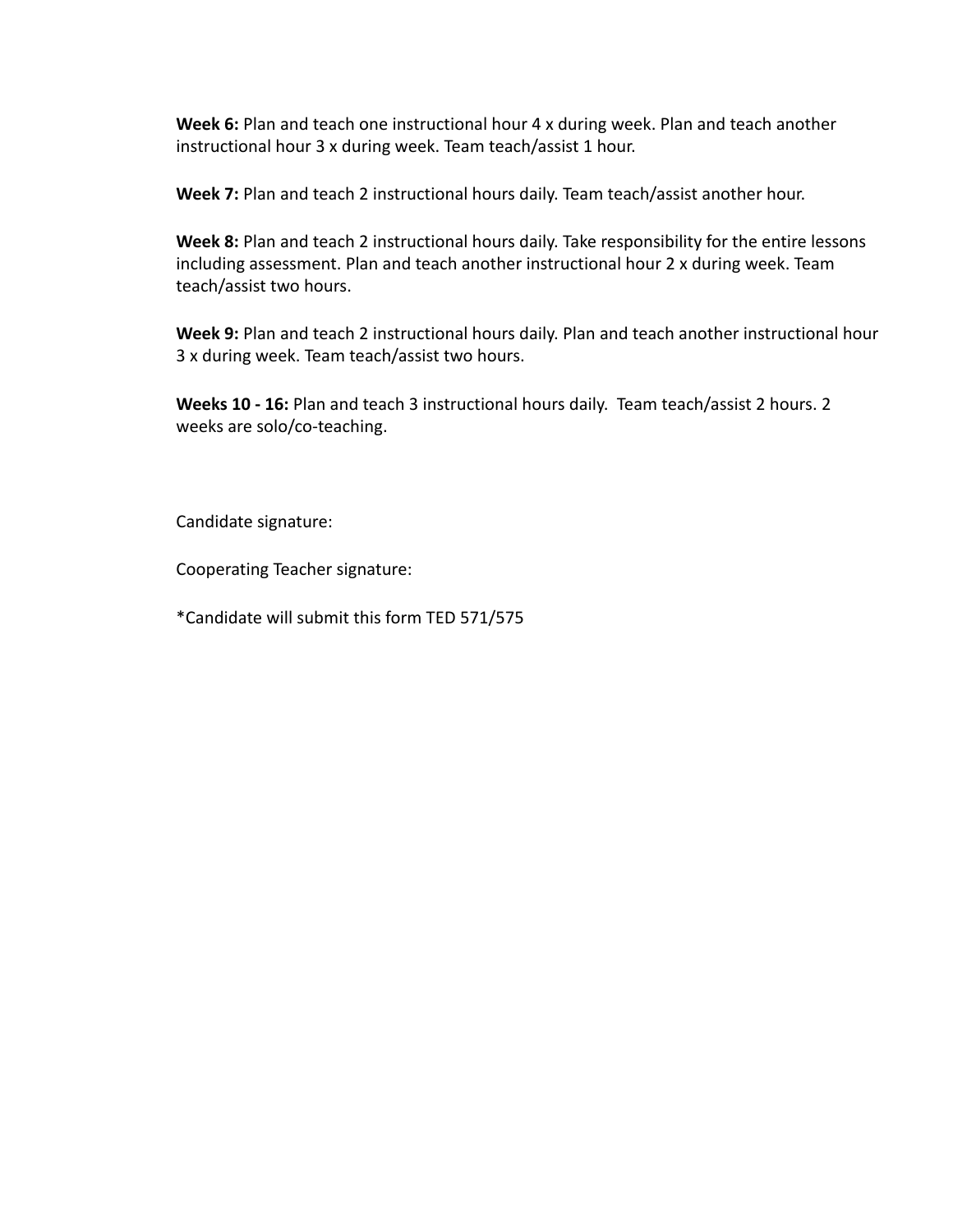**Week 6:** Plan and teach one instructional hour 4 x during week. Plan and teach another instructional hour 3 x during week. Team teach/assist 1 hour.

**Week 7:** Plan and teach 2 instructional hours daily. Team teach/assist another hour.

**Week 8:** Plan and teach 2 instructional hours daily. Take responsibility for the entire lessons including assessment. Plan and teach another instructional hour 2 x during week. Team teach/assist two hours.

**Week 9:** Plan and teach 2 instructional hours daily. Plan and teach another instructional hour 3 x during week. Team teach/assist two hours.

**Weeks 10 - 16:** Plan and teach 3 instructional hours daily. Team teach/assist 2 hours. 2 weeks are solo/co-teaching.

Candidate signature:

Cooperating Teacher signature:

*Candidate will submit this form TED 571/575